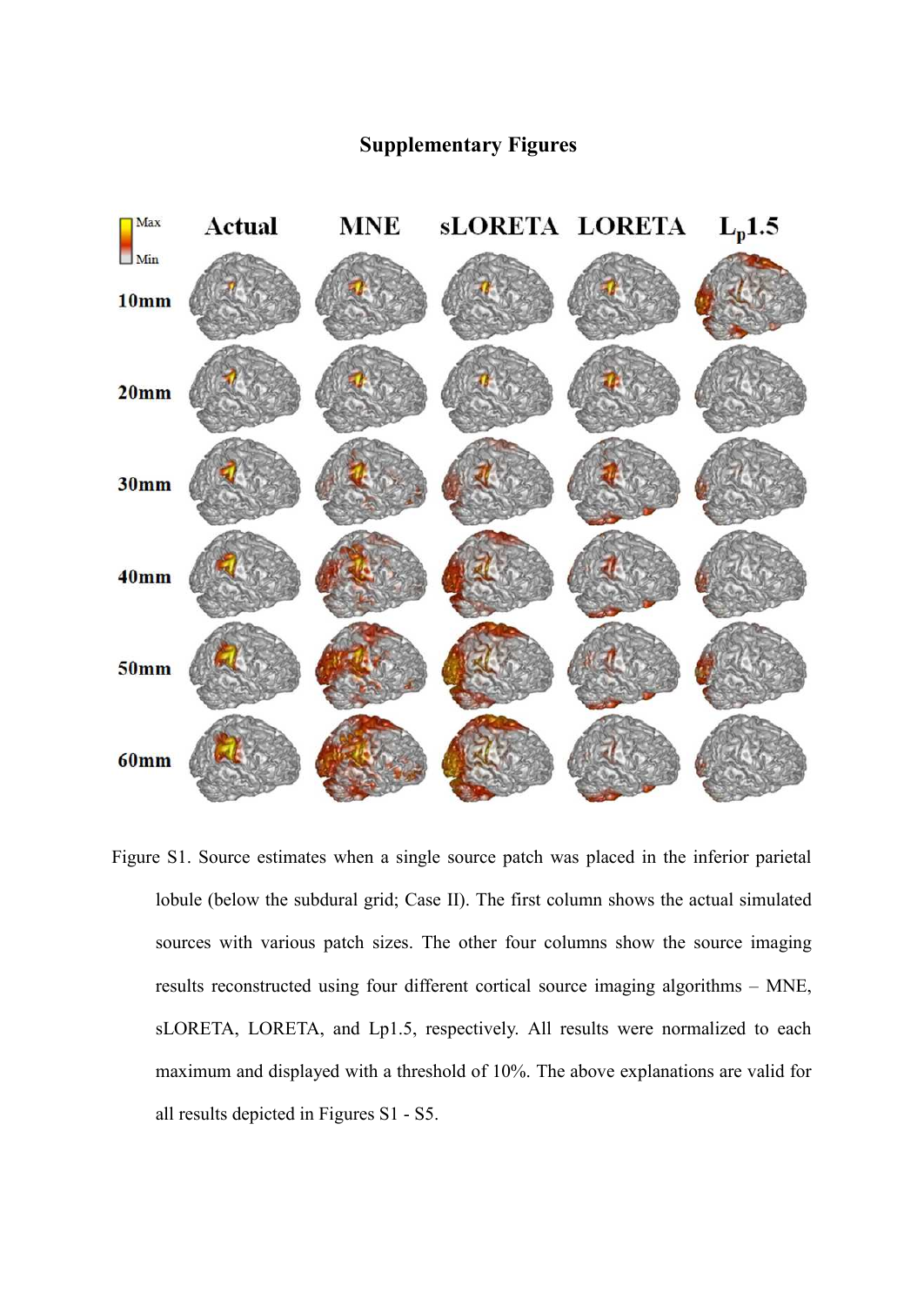# Supplementary Figures

Figure S1. Source estimates when a single source patch was placed in the inferior parietal lobule (below the subdural grid; Case II). The first column shows the actual simulated sources with various patch sizes. The other four columns show the source imaging results reconstructed using four different cortical source imaging algorithms – MNE, sLORETA, LORETA, and Lp1.5, respectively. All results were normalized to each maximum and displayed with a threshold of 10%. The above explanations are valid for all results depicted in Figures S1 - S5.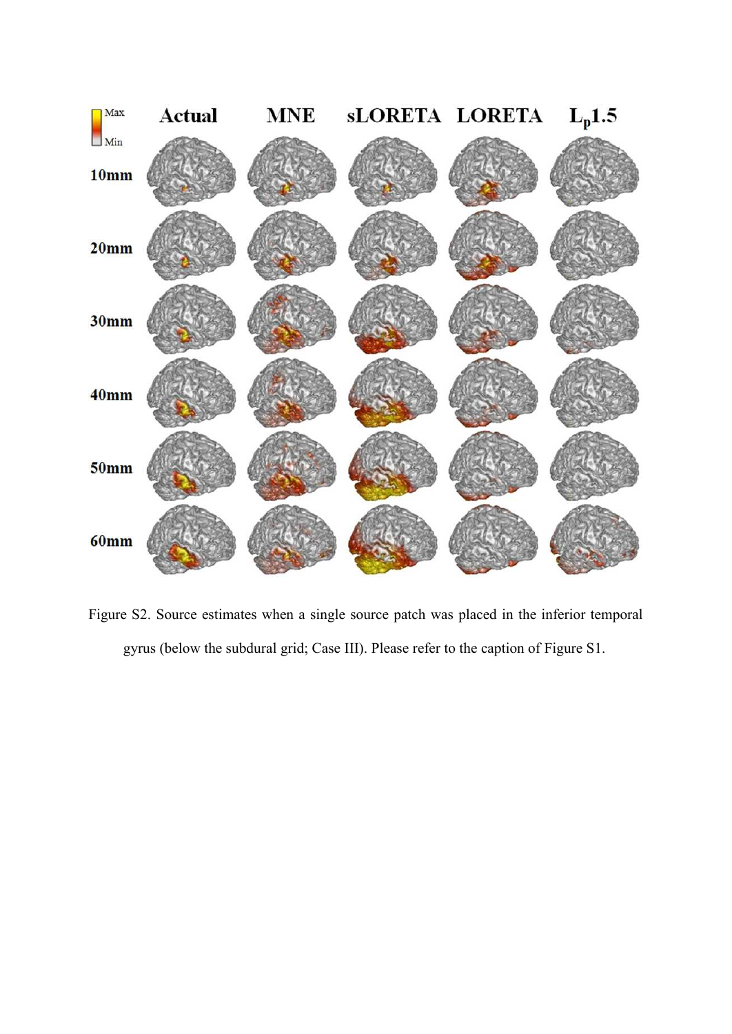Figure S2. Source estimates when a single source patch was placed in the inferior temporal gyrus (below the subdural grid; Case III). Please refer to the caption of Figure S1.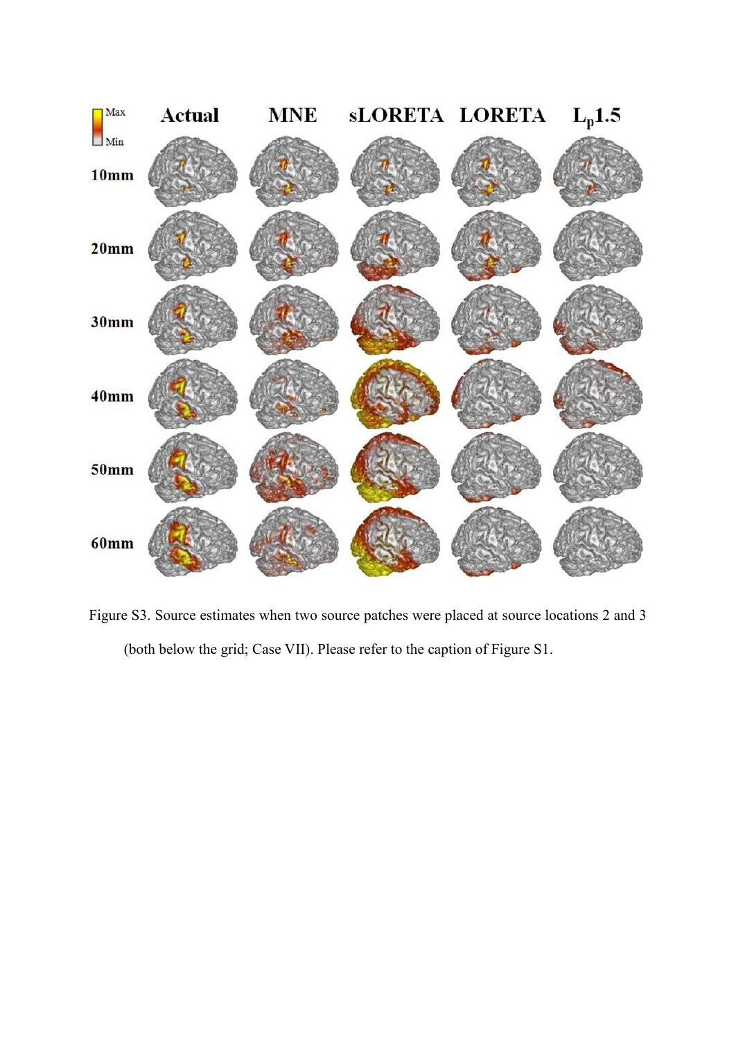Figure S3. Source estimates when two source patches were placed at source locations 2 and 3 (both below the grid; Case VII). Please refer to the caption of Figure S1.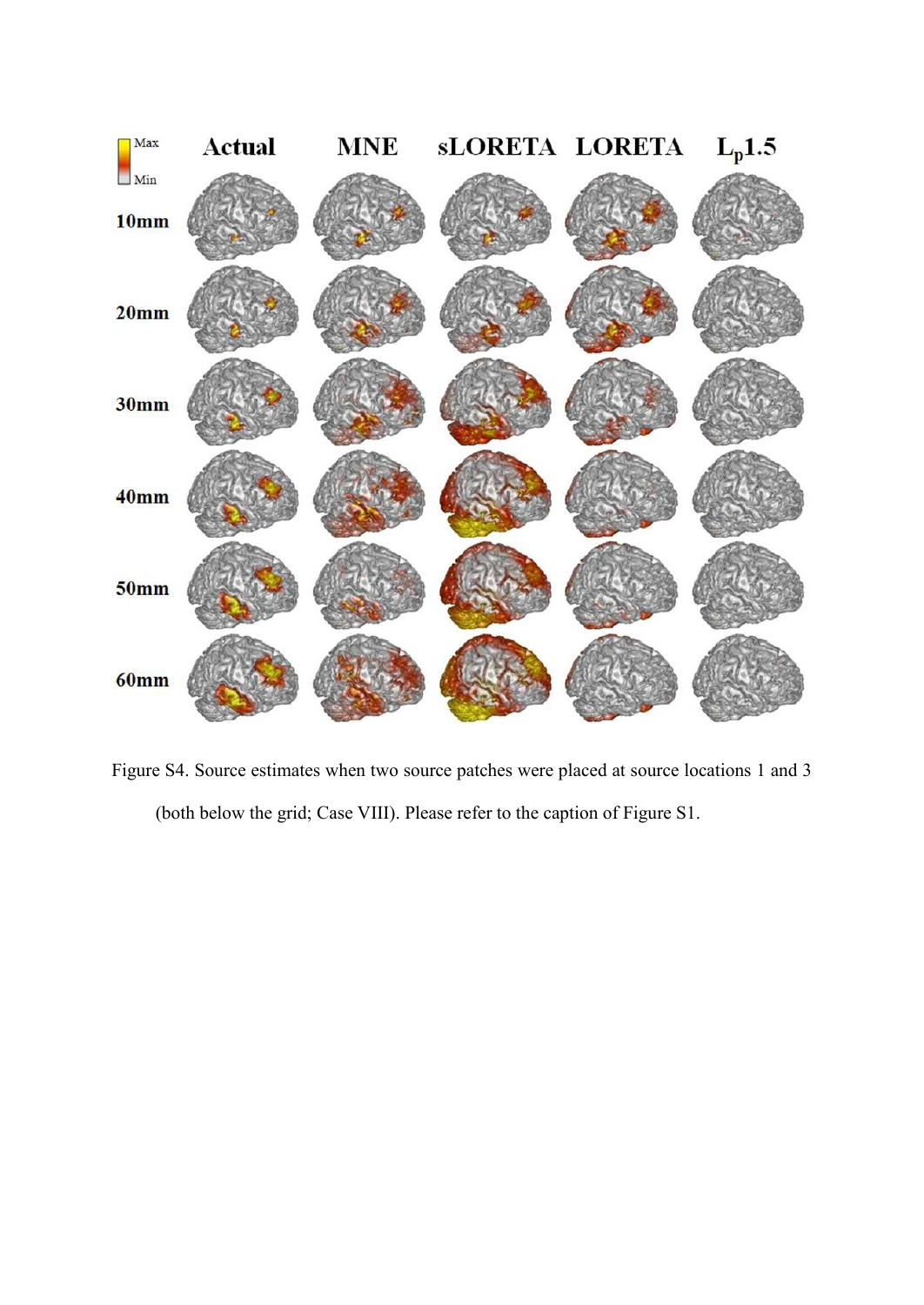Figure S4. Source estimates when two source patches were placed at source locations 1 and 3 (both below the grid; Case VIII). Please refer to the caption of Figure S1.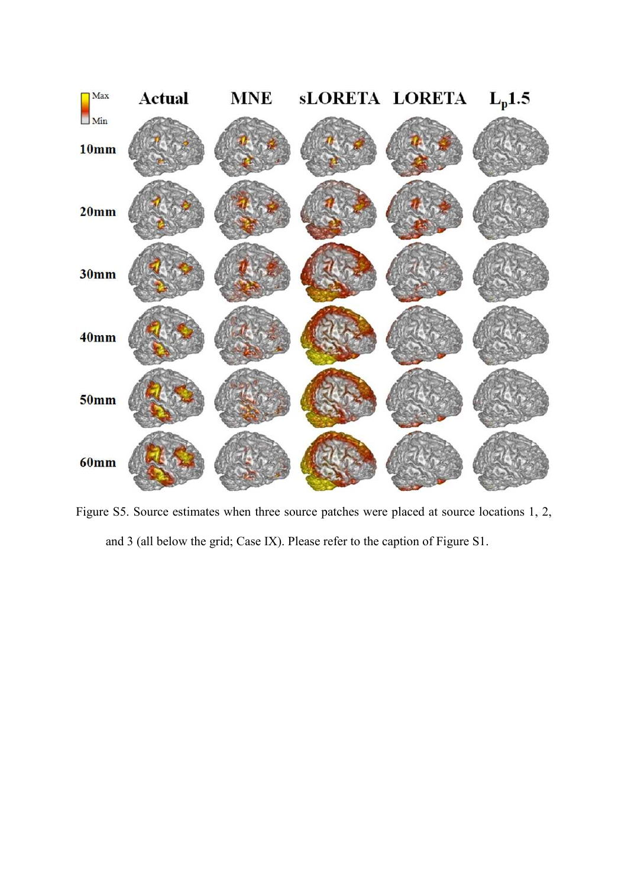Max

Min

Actual MNE sLORETA LORETA $L_p$1.5

10mm

20mm

30mm

40mm

50mm

60mm

Figure S5. Source estimates when three source patches were placed at source locations 1, 2, and 3 (all below the grid; Case IX). Please refer to the caption of Figure S1.